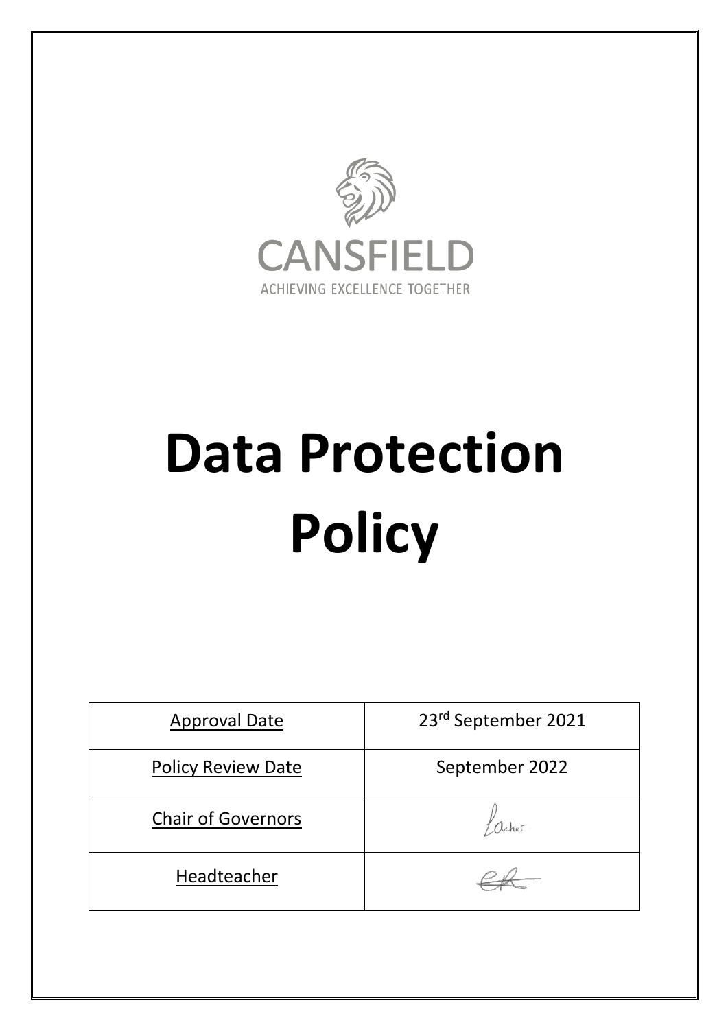CANSFIELD

ACHIEVING EXCELLENCE TOGETHER

# Data Protection Policy

| Approval Date | 23rd September 2021 |
|---|---|
| Policy Review Date | September 2022 |
| Chair of Governors | |
| Headteacher | |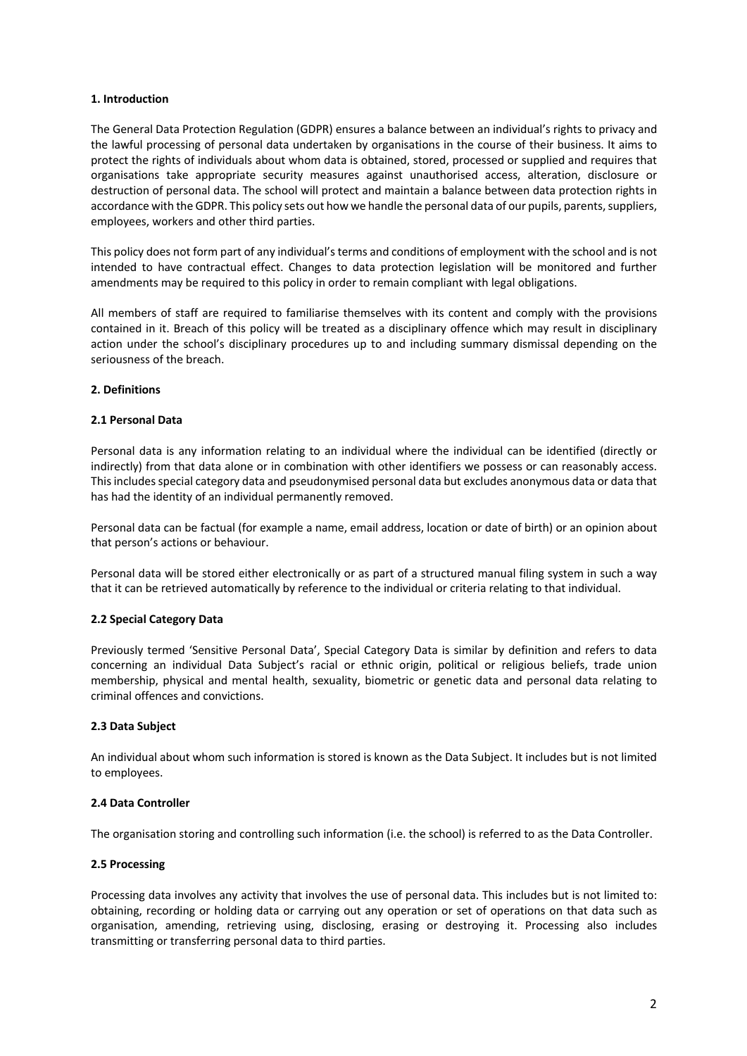**1. Introduction**

The General Data Protection Regulation (GDPR) ensures a balance between an individual's rights to privacy and the lawful processing of personal data undertaken by organisations in the course of their business. It aims to protect the rights of individuals about whom data is obtained, stored, processed or supplied and requires that organisations take appropriate security measures against unauthorised access, alteration, disclosure or destruction of personal data. The school will protect and maintain a balance between data protection rights in accordance with the GDPR. This policy sets out how we handle the personal data of our pupils, parents, suppliers, employees, workers and other third parties.

This policy does not form part of any individual's terms and conditions of employment with the school and is not intended to have contractual effect. Changes to data protection legislation will be monitored and further amendments may be required to this policy in order to remain compliant with legal obligations.

All members of staff are required to familiarise themselves with its content and comply with the provisions contained in it. Breach of this policy will be treated as a disciplinary offence which may result in disciplinary action under the school's disciplinary procedures up to and including summary dismissal depending on the seriousness of the breach.

**2. Definitions**

**2.1 Personal Data**

Personal data is any information relating to an individual where the individual can be identified (directly or indirectly) from that data alone or in combination with other identifiers we possess or can reasonably access. This includes special category data and pseudonymised personal data but excludes anonymous data or data that has had the identity of an individual permanently removed.

Personal data can be factual (for example a name, email address, location or date of birth) or an opinion about that person's actions or behaviour.

Personal data will be stored either electronically or as part of a structured manual filing system in such a way that it can be retrieved automatically by reference to the individual or criteria relating to that individual.

**2.2 Special Category Data**

Previously termed 'Sensitive Personal Data', Special Category Data is similar by definition and refers to data concerning an individual Data Subject's racial or ethnic origin, political or religious beliefs, trade union membership, physical and mental health, sexuality, biometric or genetic data and personal data relating to criminal offences and convictions.

**2.3 Data Subject**

An individual about whom such information is stored is known as the Data Subject. It includes but is not limited to employees.

**2.4 Data Controller**

The organisation storing and controlling such information (i.e. the school) is referred to as the Data Controller.

**2.5 Processing**

Processing data involves any activity that involves the use of personal data. This includes but is not limited to: obtaining, recording or holding data or carrying out any operation or set of operations on that data such as organisation, amending, retrieving using, disclosing, erasing or destroying it. Processing also includes transmitting or transferring personal data to third parties.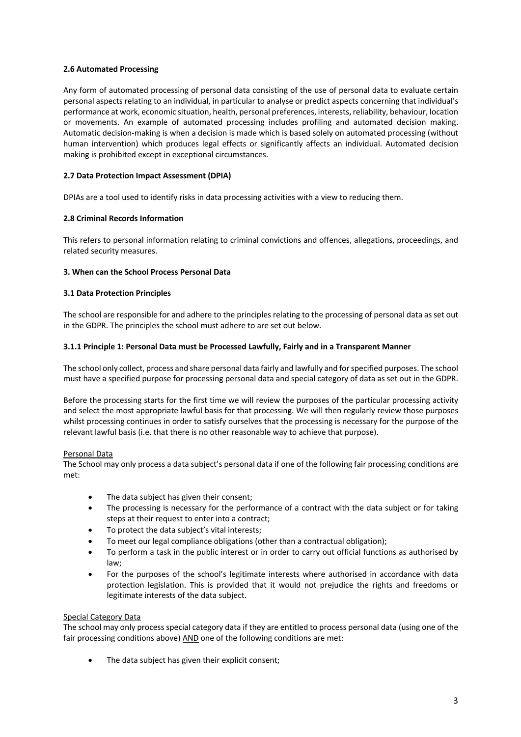**2.6 Automated Processing**

Any form of automated processing of personal data consisting of the use of personal data to evaluate certain personal aspects relating to an individual, in particular to analyse or predict aspects concerning that individual's performance at work, economic situation, health, personal preferences, interests, reliability, behaviour, location or movements. An example of automated processing includes profiling and automated decision making. Automatic decision-making is when a decision is made which is based solely on automated processing (without human intervention) which produces legal effects or significantly affects an individual. Automated decision making is prohibited except in exceptional circumstances.

**2.7 Data Protection Impact Assessment (DPIA)**

DPIAs are a tool used to identify risks in data processing activities with a view to reducing them.

**2.8 Criminal Records Information**

This refers to personal information relating to criminal convictions and offences, allegations, proceedings, and related security measures.

**3. When can the School Process Personal Data**

**3.1 Data Protection Principles**

The school are responsible for and adhere to the principles relating to the processing of personal data as set out in the GDPR. The principles the school must adhere to are set out below.

**3.1.1 Principle 1: Personal Data must be Processed Lawfully, Fairly and in a Transparent Manner**

The school only collect, process and share personal data fairly and lawfully and for specified purposes. The school must have a specified purpose for processing personal data and special category of data as set out in the GDPR.

Before the processing starts for the first time we will review the purposes of the particular processing activity and select the most appropriate lawful basis for that processing. We will then regularly review those purposes whilst processing continues in order to satisfy ourselves that the processing is necessary for the purpose of the relevant lawful basis (i.e. that there is no other reasonable way to achieve that purpose).

<u>Personal Data</u>
The School may only process a data subject's personal data if one of the following fair processing conditions are met:

- The data subject has given their consent;
- The processing is necessary for the performance of a contract with the data subject or for taking steps at their request to enter into a contract;
- To protect the data subject's vital interests;
- To meet our legal compliance obligations (other than a contractual obligation);
- To perform a task in the public interest or in order to carry out official functions as authorised by law;
- For the purposes of the school's legitimate interests where authorised in accordance with data protection legislation. This is provided that it would not prejudice the rights and freedoms or legitimate interests of the data subject.

<u>Special Category Data</u>
The school may only process special category data if they are entitled to process personal data (using one of the fair processing conditions above) <u>AND</u> one of the following conditions are met:

- The data subject has given their explicit consent;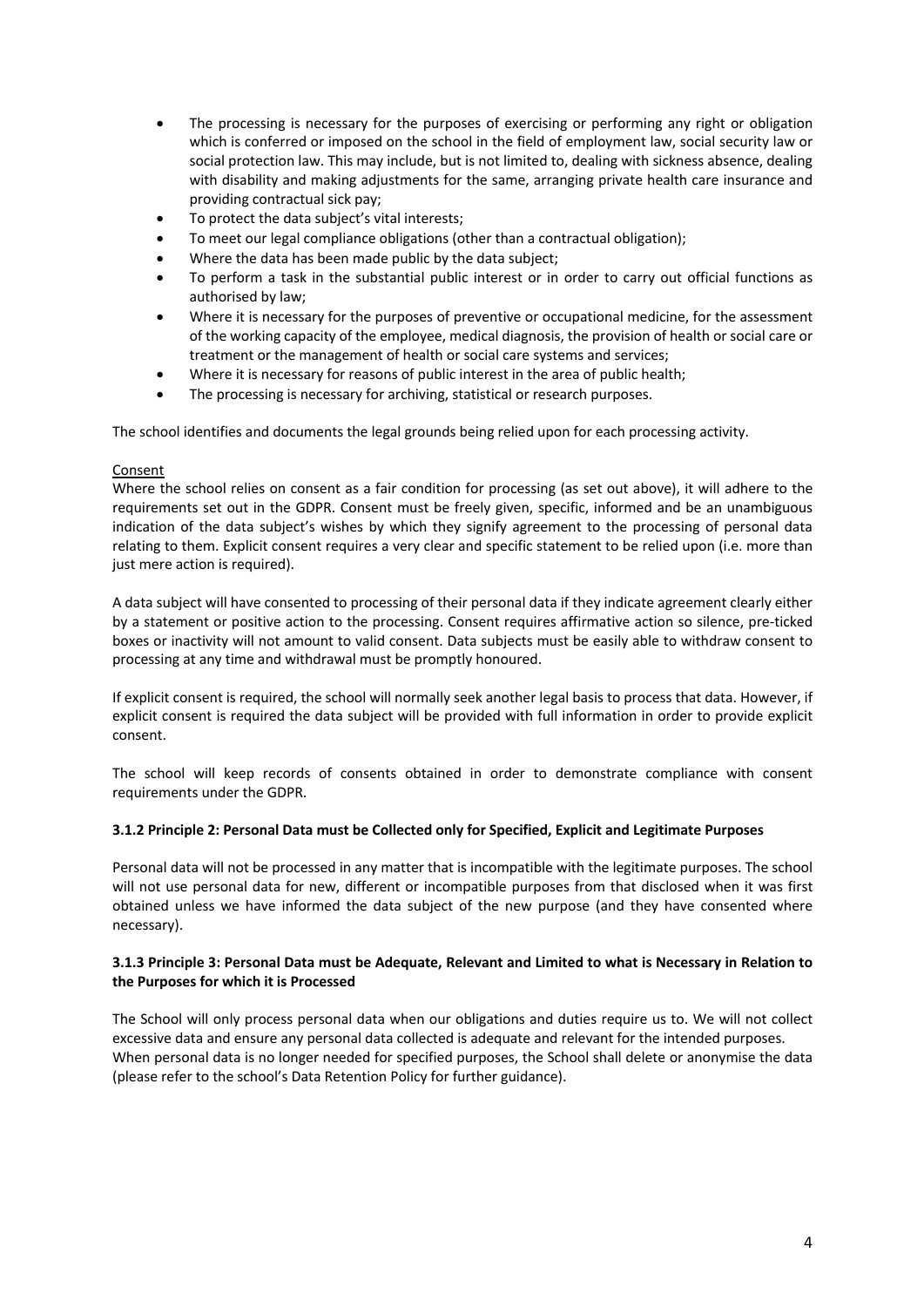- The processing is necessary for the purposes of exercising or performing any right or obligation which is conferred or imposed on the school in the field of employment law, social security law or social protection law. This may include, but is not limited to, dealing with sickness absence, dealing with disability and making adjustments for the same, arranging private health care insurance and providing contractual sick pay;
- To protect the data subject's vital interests;
- To meet our legal compliance obligations (other than a contractual obligation);
- Where the data has been made public by the data subject;
- To perform a task in the substantial public interest or in order to carry out official functions as authorised by law;
- Where it is necessary for the purposes of preventive or occupational medicine, for the assessment of the working capacity of the employee, medical diagnosis, the provision of health or social care or treatment or the management of health or social care systems and services;
- Where it is necessary for reasons of public interest in the area of public health;
- The processing is necessary for archiving, statistical or research purposes.

The school identifies and documents the legal grounds being relied upon for each processing activity.

<u>Consent</u>

Where the school relies on consent as a fair condition for processing (as set out above), it will adhere to the requirements set out in the GDPR. Consent must be freely given, specific, informed and be an unambiguous indication of the data subject's wishes by which they signify agreement to the processing of personal data relating to them. Explicit consent requires a very clear and specific statement to be relied upon (i.e. more than just mere action is required).

A data subject will have consented to processing of their personal data if they indicate agreement clearly either by a statement or positive action to the processing. Consent requires affirmative action so silence, pre-ticked boxes or inactivity will not amount to valid consent. Data subjects must be easily able to withdraw consent to processing at any time and withdrawal must be promptly honoured.

If explicit consent is required, the school will normally seek another legal basis to process that data. However, if explicit consent is required the data subject will be provided with full information in order to provide explicit consent.

The school will keep records of consents obtained in order to demonstrate compliance with consent requirements under the GDPR.

#### 3.1.2 Principle 2: Personal Data must be Collected only for Specified, Explicit and Legitimate Purposes

Personal data will not be processed in any matter that is incompatible with the legitimate purposes. The school will not use personal data for new, different or incompatible purposes from that disclosed when it was first obtained unless we have informed the data subject of the new purpose (and they have consented where necessary).

#### 3.1.3 Principle 3: Personal Data must be Adequate, Relevant and Limited to what is Necessary in Relation to the Purposes for which it is Processed

The School will only process personal data when our obligations and duties require us to. We will not collect excessive data and ensure any personal data collected is adequate and relevant for the intended purposes.
When personal data is no longer needed for specified purposes, the School shall delete or anonymise the data (please refer to the school's Data Retention Policy for further guidance).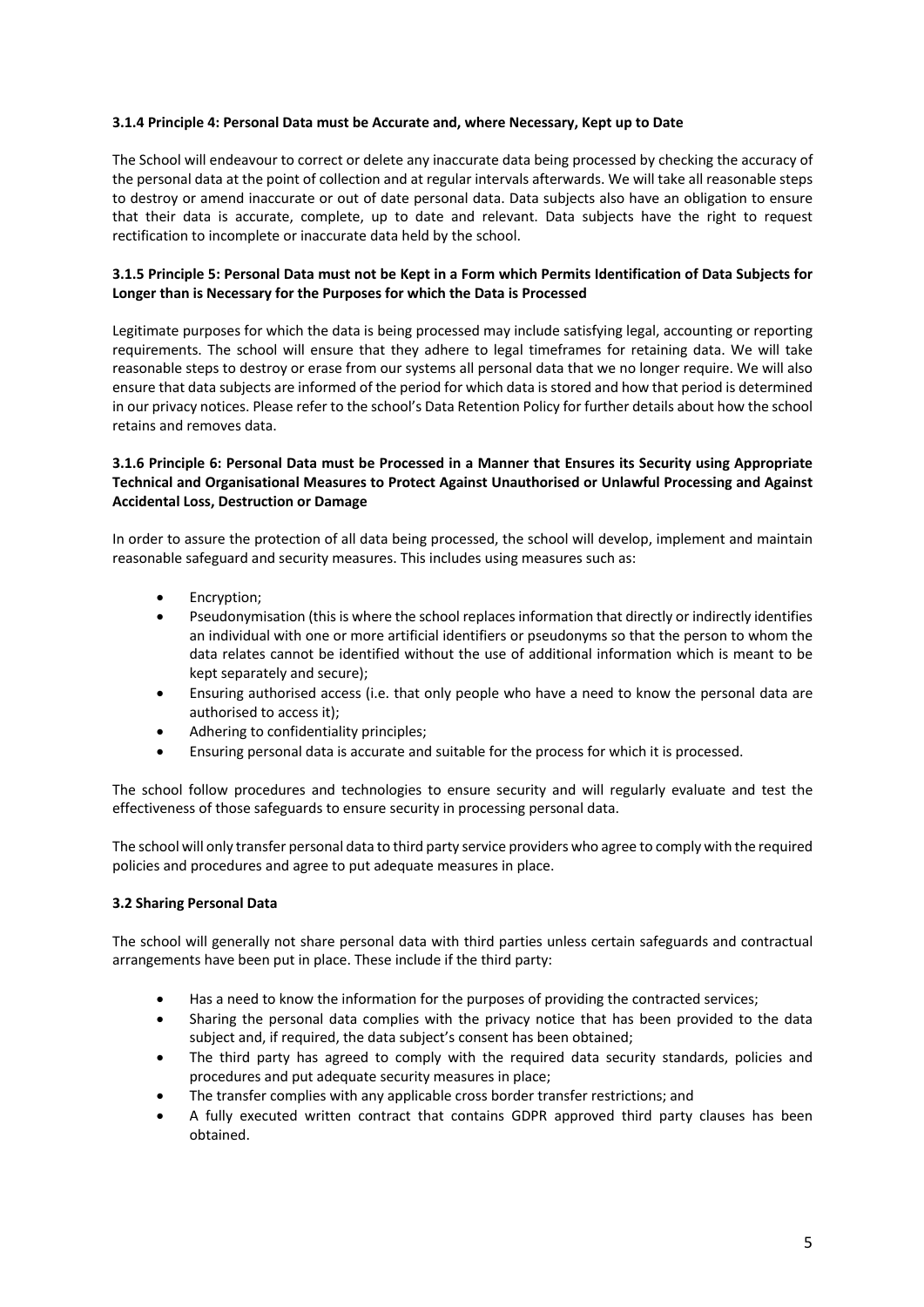#### 3.1.4 Principle 4: Personal Data must be Accurate and, where Necessary, Kept up to Date

The School will endeavour to correct or delete any inaccurate data being processed by checking the accuracy of the personal data at the point of collection and at regular intervals afterwards. We will take all reasonable steps to destroy or amend inaccurate or out of date personal data. Data subjects also have an obligation to ensure that their data is accurate, complete, up to date and relevant. Data subjects have the right to request rectification to incomplete or inaccurate data held by the school.

#### 3.1.5 Principle 5: Personal Data must not be Kept in a Form which Permits Identification of Data Subjects for Longer than is Necessary for the Purposes for which the Data is Processed

Legitimate purposes for which the data is being processed may include satisfying legal, accounting or reporting requirements. The school will ensure that they adhere to legal timeframes for retaining data. We will take reasonable steps to destroy or erase from our systems all personal data that we no longer require. We will also ensure that data subjects are informed of the period for which data is stored and how that period is determined in our privacy notices. Please refer to the school's Data Retention Policy for further details about how the school retains and removes data.

#### 3.1.6 Principle 6: Personal Data must be Processed in a Manner that Ensures its Security using Appropriate Technical and Organisational Measures to Protect Against Unauthorised or Unlawful Processing and Against Accidental Loss, Destruction or Damage

In order to assure the protection of all data being processed, the school will develop, implement and maintain reasonable safeguard and security measures. This includes using measures such as:

- Encryption;
- Pseudonymisation (this is where the school replaces information that directly or indirectly identifies an individual with one or more artificial identifiers or pseudonyms so that the person to whom the data relates cannot be identified without the use of additional information which is meant to be kept separately and secure);
- Ensuring authorised access (i.e. that only people who have a need to know the personal data are authorised to access it);
- Adhering to confidentiality principles;
- Ensuring personal data is accurate and suitable for the process for which it is processed.

The school follow procedures and technologies to ensure security and will regularly evaluate and test the effectiveness of those safeguards to ensure security in processing personal data.

The school will only transfer personal data to third party service providers who agree to comply with the required policies and procedures and agree to put adequate measures in place.

### 3.2 Sharing Personal Data

The school will generally not share personal data with third parties unless certain safeguards and contractual arrangements have been put in place. These include if the third party:

- Has a need to know the information for the purposes of providing the contracted services;
- Sharing the personal data complies with the privacy notice that has been provided to the data subject and, if required, the data subject's consent has been obtained;
- The third party has agreed to comply with the required data security standards, policies and procedures and put adequate security measures in place;
- The transfer complies with any applicable cross border transfer restrictions; and
- A fully executed written contract that contains GDPR approved third party clauses has been obtained.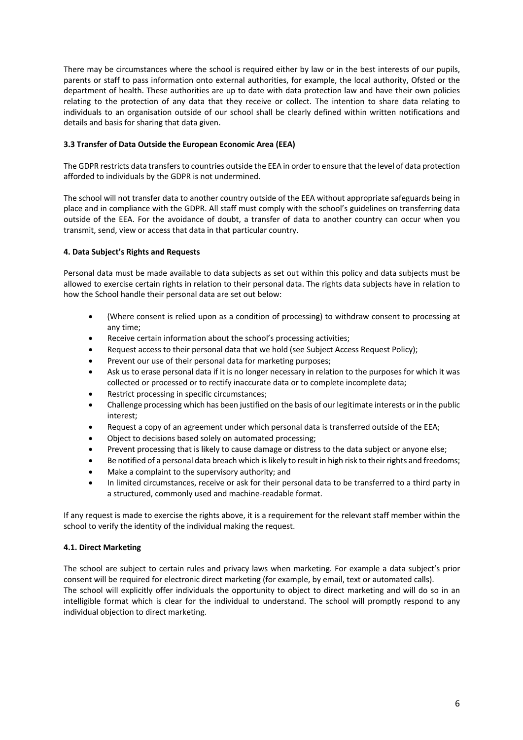There may be circumstances where the school is required either by law or in the best interests of our pupils, parents or staff to pass information onto external authorities, for example, the local authority, Ofsted or the department of health. These authorities are up to date with data protection law and have their own policies relating to the protection of any data that they receive or collect. The intention to share data relating to individuals to an organisation outside of our school shall be clearly defined within written notifications and details and basis for sharing that data given.

**3.3 Transfer of Data Outside the European Economic Area (EEA)**

The GDPR restricts data transfers to countries outside the EEA in order to ensure that the level of data protection afforded to individuals by the GDPR is not undermined.

The school will not transfer data to another country outside of the EEA without appropriate safeguards being in place and in compliance with the GDPR. All staff must comply with the school's guidelines on transferring data outside of the EEA. For the avoidance of doubt, a transfer of data to another country can occur when you transmit, send, view or access that data in that particular country.

**4. Data Subject's Rights and Requests**

Personal data must be made available to data subjects as set out within this policy and data subjects must be allowed to exercise certain rights in relation to their personal data. The rights data subjects have in relation to how the School handle their personal data are set out below:

- (Where consent is relied upon as a condition of processing) to withdraw consent to processing at any time;
- Receive certain information about the school's processing activities;
- Request access to their personal data that we hold (see Subject Access Request Policy);
- Prevent our use of their personal data for marketing purposes;
- Ask us to erase personal data if it is no longer necessary in relation to the purposes for which it was collected or processed or to rectify inaccurate data or to complete incomplete data;
- Restrict processing in specific circumstances;
- Challenge processing which has been justified on the basis of our legitimate interests or in the public interest;
- Request a copy of an agreement under which personal data is transferred outside of the EEA;
- Object to decisions based solely on automated processing;
- Prevent processing that is likely to cause damage or distress to the data subject or anyone else;
- Be notified of a personal data breach which is likely to result in high risk to their rights and freedoms;
- Make a complaint to the supervisory authority; and
- In limited circumstances, receive or ask for their personal data to be transferred to a third party in a structured, commonly used and machine-readable format.

If any request is made to exercise the rights above, it is a requirement for the relevant staff member within the school to verify the identity of the individual making the request.

**4.1. Direct Marketing**

The school are subject to certain rules and privacy laws when marketing. For example a data subject's prior consent will be required for electronic direct marketing (for example, by email, text or automated calls).
The school will explicitly offer individuals the opportunity to object to direct marketing and will do so in an intelligible format which is clear for the individual to understand. The school will promptly respond to any individual objection to direct marketing.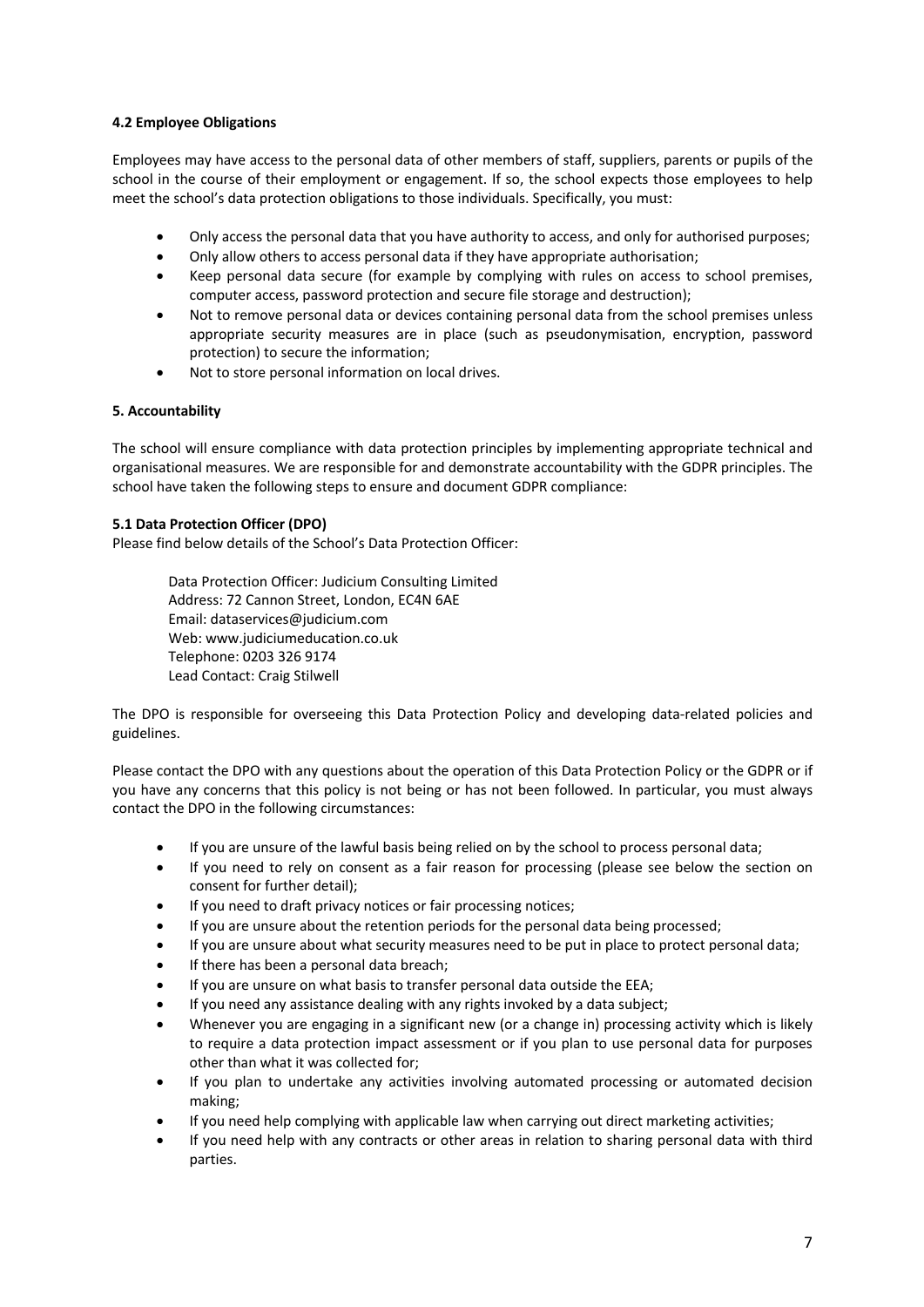### 4.2 Employee Obligations

Employees may have access to the personal data of other members of staff, suppliers, parents or pupils of the school in the course of their employment or engagement. If so, the school expects those employees to help meet the school's data protection obligations to those individuals. Specifically, you must:

- Only access the personal data that you have authority to access, and only for authorised purposes;
- Only allow others to access personal data if they have appropriate authorisation;
- Keep personal data secure (for example by complying with rules on access to school premises, computer access, password protection and secure file storage and destruction);
- Not to remove personal data or devices containing personal data from the school premises unless appropriate security measures are in place (such as pseudonymisation, encryption, password protection) to secure the information;
- Not to store personal information on local drives.

## 5. Accountability

The school will ensure compliance with data protection principles by implementing appropriate technical and organisational measures. We are responsible for and demonstrate accountability with the GDPR principles. The school have taken the following steps to ensure and document GDPR compliance:

### 5.1 Data Protection Officer (DPO)

Please find below details of the School's Data Protection Officer:

> Data Protection Officer: Judicium Consulting Limited
> Address: 72 Cannon Street, London, EC4N 6AE
> Email: dataservices@judicium.com
> Web: www.judiciumeducation.co.uk
> Telephone: 0203 326 9174
> Lead Contact: Craig Stilwell

The DPO is responsible for overseeing this Data Protection Policy and developing data-related policies and guidelines.

Please contact the DPO with any questions about the operation of this Data Protection Policy or the GDPR or if you have any concerns that this policy is not being or has not been followed. In particular, you must always contact the DPO in the following circumstances:

- If you are unsure of the lawful basis being relied on by the school to process personal data;
- If you need to rely on consent as a fair reason for processing (please see below the section on consent for further detail);
- If you need to draft privacy notices or fair processing notices;
- If you are unsure about the retention periods for the personal data being processed;
- If you are unsure about what security measures need to be put in place to protect personal data;
- If there has been a personal data breach;
- If you are unsure on what basis to transfer personal data outside the EEA;
- If you need any assistance dealing with any rights invoked by a data subject;
- Whenever you are engaging in a significant new (or a change in) processing activity which is likely to require a data protection impact assessment or if you plan to use personal data for purposes other than what it was collected for;
- If you plan to undertake any activities involving automated processing or automated decision making;
- If you need help complying with applicable law when carrying out direct marketing activities;
- If you need help with any contracts or other areas in relation to sharing personal data with third parties.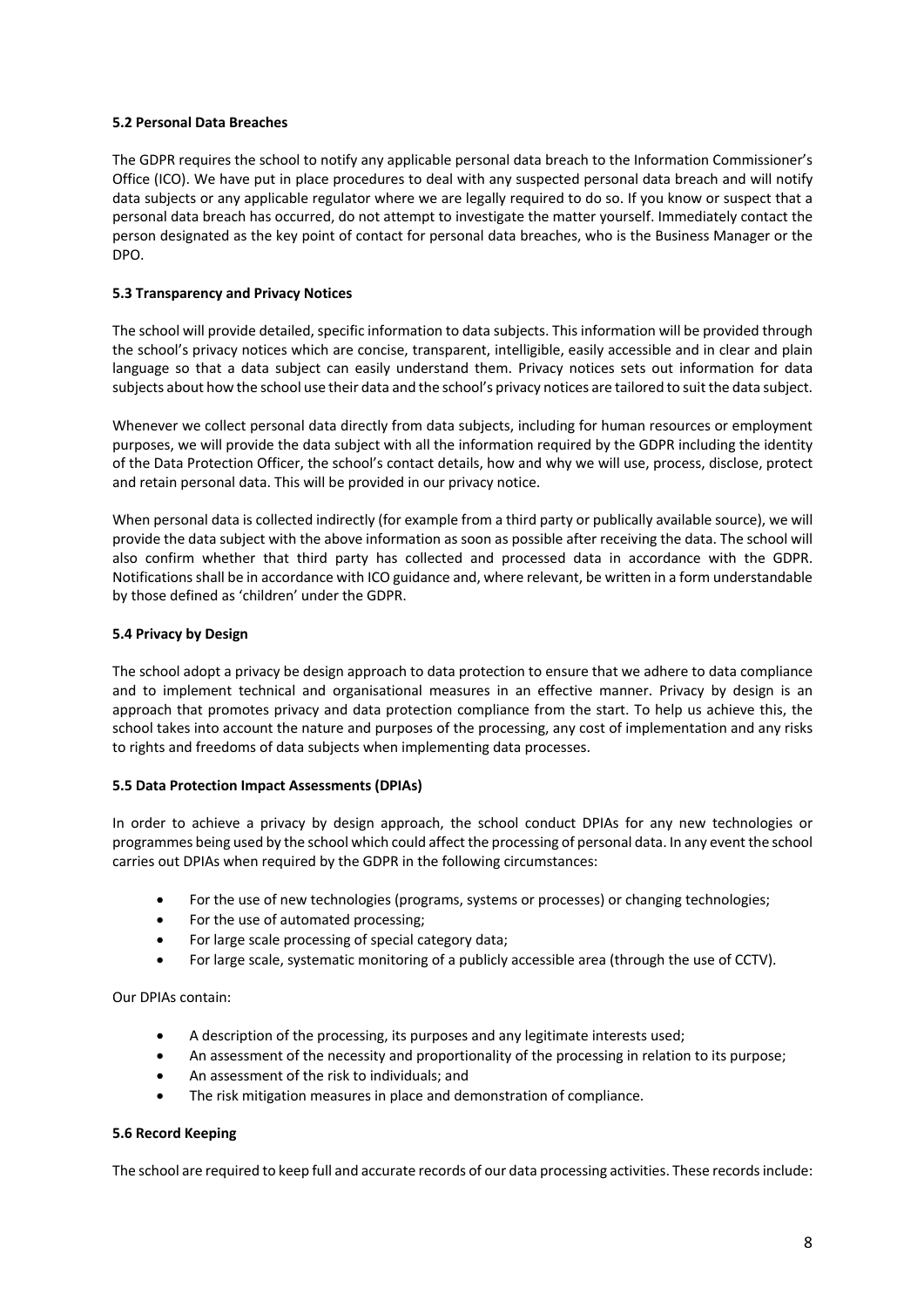**5.2 Personal Data Breaches**

The GDPR requires the school to notify any applicable personal data breach to the Information Commissioner's Office (ICO). We have put in place procedures to deal with any suspected personal data breach and will notify data subjects or any applicable regulator where we are legally required to do so. If you know or suspect that a personal data breach has occurred, do not attempt to investigate the matter yourself. Immediately contact the person designated as the key point of contact for personal data breaches, who is the Business Manager or the DPO.

**5.3 Transparency and Privacy Notices**

The school will provide detailed, specific information to data subjects. This information will be provided through the school's privacy notices which are concise, transparent, intelligible, easily accessible and in clear and plain language so that a data subject can easily understand them. Privacy notices sets out information for data subjects about how the school use their data and the school's privacy notices are tailored to suit the data subject.

Whenever we collect personal data directly from data subjects, including for human resources or employment purposes, we will provide the data subject with all the information required by the GDPR including the identity of the Data Protection Officer, the school's contact details, how and why we will use, process, disclose, protect and retain personal data. This will be provided in our privacy notice.

When personal data is collected indirectly (for example from a third party or publically available source), we will provide the data subject with the above information as soon as possible after receiving the data. The school will also confirm whether that third party has collected and processed data in accordance with the GDPR. Notifications shall be in accordance with ICO guidance and, where relevant, be written in a form understandable by those defined as 'children' under the GDPR.

**5.4 Privacy by Design**

The school adopt a privacy be design approach to data protection to ensure that we adhere to data compliance and to implement technical and organisational measures in an effective manner. Privacy by design is an approach that promotes privacy and data protection compliance from the start. To help us achieve this, the school takes into account the nature and purposes of the processing, any cost of implementation and any risks to rights and freedoms of data subjects when implementing data processes.

**5.5 Data Protection Impact Assessments (DPIAs)**

In order to achieve a privacy by design approach, the school conduct DPIAs for any new technologies or programmes being used by the school which could affect the processing of personal data. In any event the school carries out DPIAs when required by the GDPR in the following circumstances:

- For the use of new technologies (programs, systems or processes) or changing technologies;
- For the use of automated processing;
- For large scale processing of special category data;
- For large scale, systematic monitoring of a publicly accessible area (through the use of CCTV).

Our DPIAs contain:

- A description of the processing, its purposes and any legitimate interests used;
- An assessment of the necessity and proportionality of the processing in relation to its purpose;
- An assessment of the risk to individuals; and
- The risk mitigation measures in place and demonstration of compliance.

**5.6 Record Keeping**

The school are required to keep full and accurate records of our data processing activities. These records include: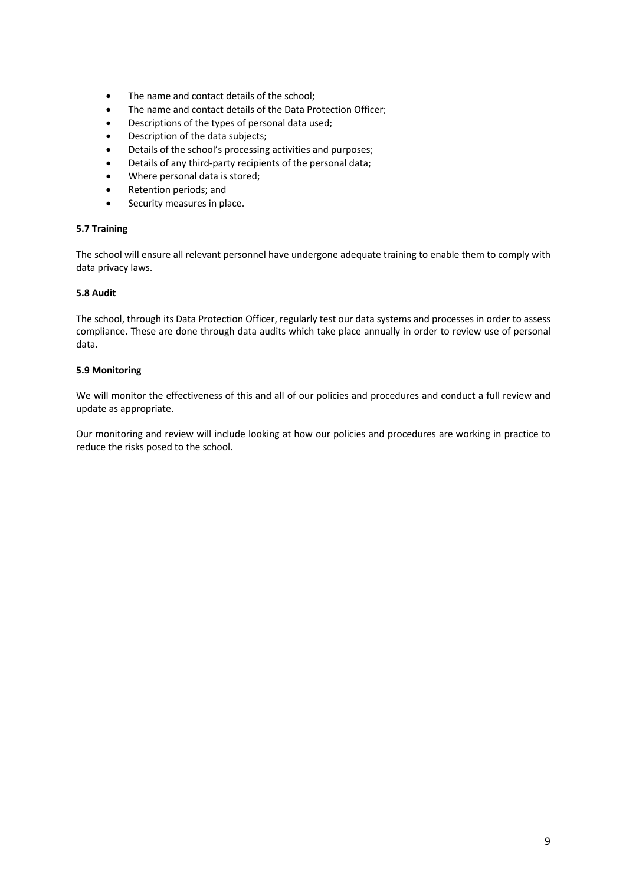- The name and contact details of the school;
- The name and contact details of the Data Protection Officer;
- Descriptions of the types of personal data used;
- Description of the data subjects;
- Details of the school's processing activities and purposes;
- Details of any third-party recipients of the personal data;
- Where personal data is stored;
- Retention periods; and
- Security measures in place.

**5.7 Training**

The school will ensure all relevant personnel have undergone adequate training to enable them to comply with data privacy laws.

**5.8 Audit**

The school, through its Data Protection Officer, regularly test our data systems and processes in order to assess compliance. These are done through data audits which take place annually in order to review use of personal data.

**5.9 Monitoring**

We will monitor the effectiveness of this and all of our policies and procedures and conduct a full review and update as appropriate.

Our monitoring and review will include looking at how our policies and procedures are working in practice to reduce the risks posed to the school.